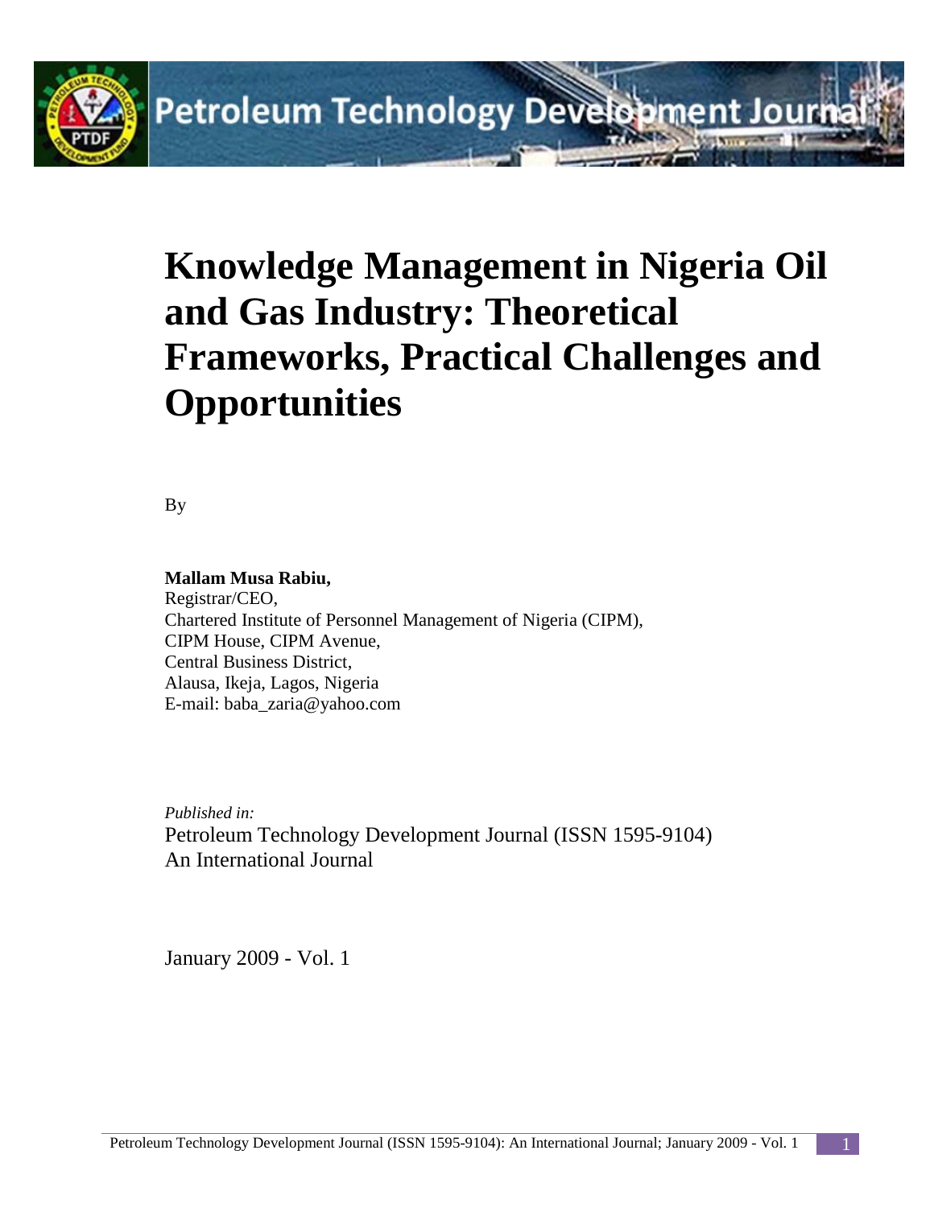# Knowledge Management in Nigeria Oil and Gas Industry: Theoretical Frameworks, Practical Challenges and Opportunities

By

**Mallam Musa Rabiu,**
Registrar/CEO,
Chartered Institute of Personnel Management of Nigeria (CIPM),
CIPM House, CIPM Avenue,
Central Business District,
Alausa, Ikeja, Lagos, Nigeria
E-mail: baba_zaria@yahoo.com

*Published in:*
Petroleum Technology Development Journal (ISSN 1595-9104)
An International Journal

January 2009 - Vol. 1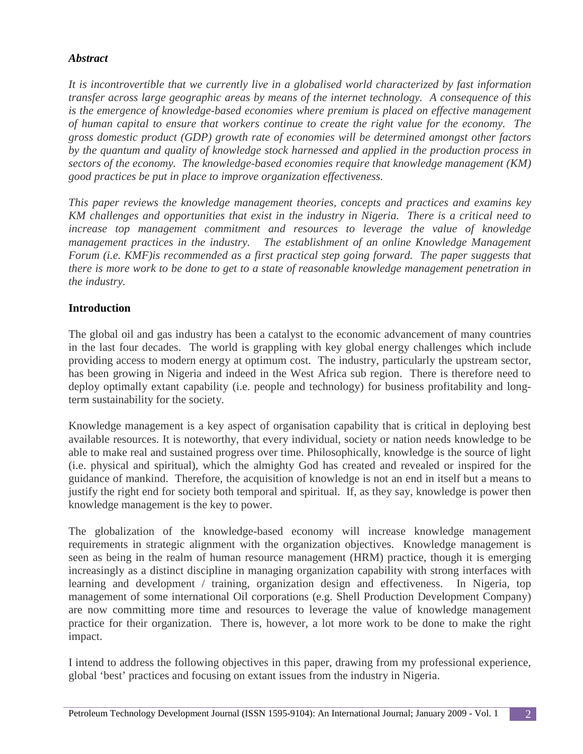***Abstract***

*It is incontrovertible that we currently live in a globalised world characterized by fast information transfer across large geographic areas by means of the internet technology. A consequence of this is the emergence of knowledge-based economies where premium is placed on effective management of human capital to ensure that workers continue to create the right value for the economy. The gross domestic product (GDP) growth rate of economies will be determined amongst other factors by the quantum and quality of knowledge stock harnessed and applied in the production process in sectors of the economy. The knowledge-based economies require that knowledge management (KM) good practices be put in place to improve organization effectiveness.*

*This paper reviews the knowledge management theories, concepts and practices and examins key KM challenges and opportunities that exist in the industry in Nigeria. There is a critical need to increase top management commitment and resources to leverage the value of knowledge management practices in the industry. The establishment of an online Knowledge Management Forum (i.e. KMF)is recommended as a first practical step going forward. The paper suggests that there is more work to be done to get to a state of reasonable knowledge management penetration in the industry.*

## Introduction

The global oil and gas industry has been a catalyst to the economic advancement of many countries in the last four decades. The world is grappling with key global energy challenges which include providing access to modern energy at optimum cost. The industry, particularly the upstream sector, has been growing in Nigeria and indeed in the West Africa sub region. There is therefore need to deploy optimally extant capability (i.e. people and technology) for business profitability and long-term sustainability for the society.

Knowledge management is a key aspect of organisation capability that is critical in deploying best available resources. It is noteworthy, that every individual, society or nation needs knowledge to be able to make real and sustained progress over time. Philosophically, knowledge is the source of light (i.e. physical and spiritual), which the almighty God has created and revealed or inspired for the guidance of mankind. Therefore, the acquisition of knowledge is not an end in itself but a means to justify the right end for society both temporal and spiritual. If, as they say, knowledge is power then knowledge management is the key to power.

The globalization of the knowledge-based economy will increase knowledge management requirements in strategic alignment with the organization objectives. Knowledge management is seen as being in the realm of human resource management (HRM) practice, though it is emerging increasingly as a distinct discipline in managing organization capability with strong interfaces with learning and development / training, organization design and effectiveness. In Nigeria, top management of some international Oil corporations (e.g. Shell Production Development Company) are now committing more time and resources to leverage the value of knowledge management practice for their organization. There is, however, a lot more work to be done to make the right impact.

I intend to address the following objectives in this paper, drawing from my professional experience, global 'best' practices and focusing on extant issues from the industry in Nigeria.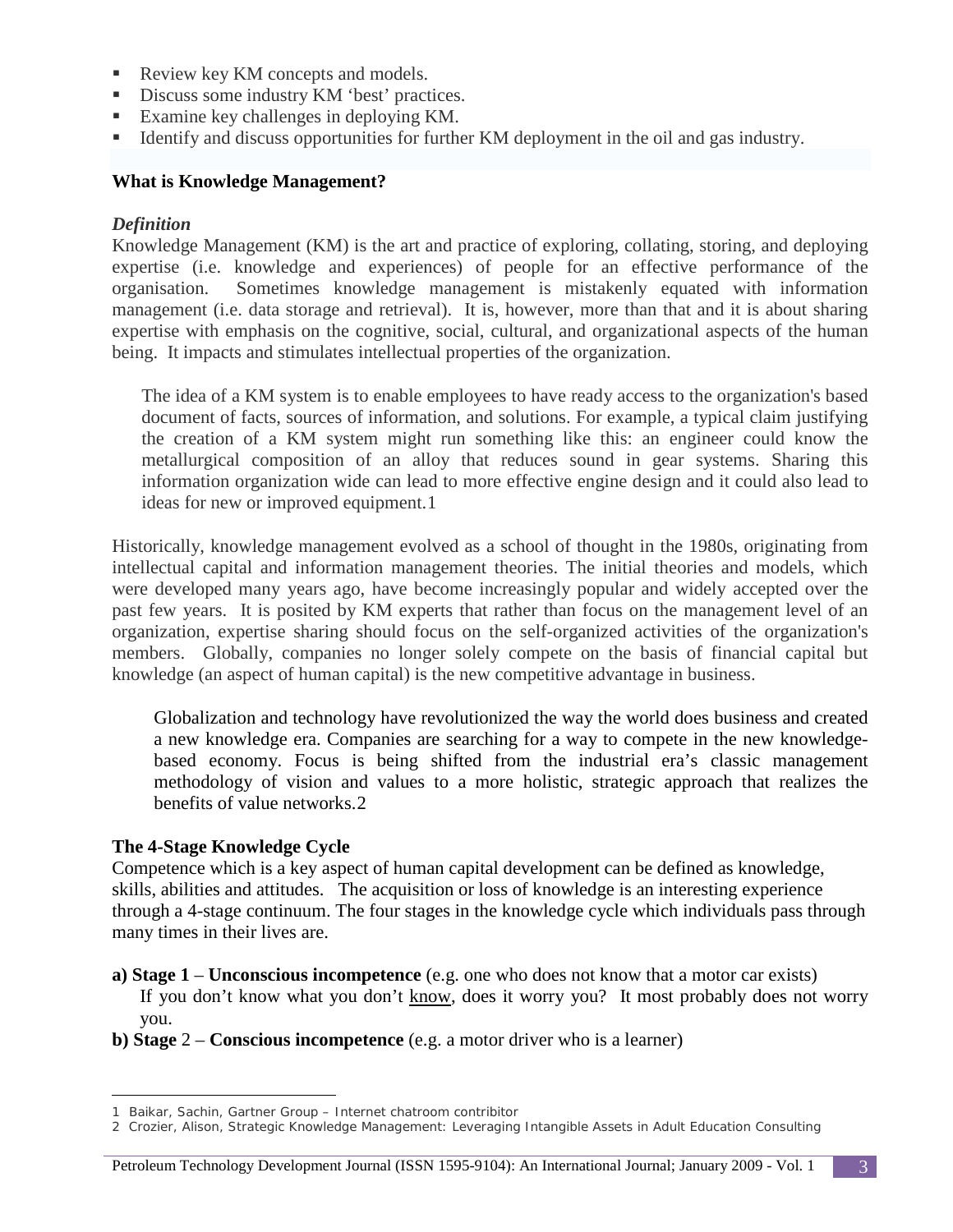- Review key KM concepts and models.
- Discuss some industry KM 'best' practices.
- Examine key challenges in deploying KM.
- Identify and discuss opportunities for further KM deployment in the oil and gas industry.

**What is Knowledge Management?**

***Definition***

Knowledge Management (KM) is the art and practice of exploring, collating, storing, and deploying expertise (i.e. knowledge and experiences) of people for an effective performance of the organisation. Sometimes knowledge management is mistakenly equated with information management (i.e. data storage and retrieval). It is, however, more than that and it is about sharing expertise with emphasis on the cognitive, social, cultural, and organizational aspects of the human being. It impacts and stimulates intellectual properties of the organization.

> The idea of a KM system is to enable employees to have ready access to the organization's based document of facts, sources of information, and solutions. For example, a typical claim justifying the creation of a KM system might run something like this: an engineer could know the metallurgical composition of an alloy that reduces sound in gear systems. Sharing this information organization wide can lead to more effective engine design and it could also lead to ideas for new or improved equipment.[1]

Historically, knowledge management evolved as a school of thought in the 1980s, originating from intellectual capital and information management theories. The initial theories and models, which were developed many years ago, have become increasingly popular and widely accepted over the past few years. It is posited by KM experts that rather than focus on the management level of an organization, expertise sharing should focus on the self-organized activities of the organization's members. Globally, companies no longer solely compete on the basis of financial capital but knowledge (an aspect of human capital) is the new competitive advantage in business.

> Globalization and technology have revolutionized the way the world does business and created a new knowledge era. Companies are searching for a way to compete in the new knowledge-based economy. Focus is being shifted from the industrial era's classic management methodology of vision and values to a more holistic, strategic approach that realizes the benefits of value networks.[2]

**The 4-Stage Knowledge Cycle**

Competence which is a key aspect of human capital development can be defined as knowledge, skills, abilities and attitudes. The acquisition or loss of knowledge is an interesting experience through a 4-stage continuum. The four stages in the knowledge cycle which individuals pass through many times in their lives are.

**a) Stage 1 – Unconscious incompetence** (e.g. one who does not know that a motor car exists)
If you don't know what you don't know, does it worry you? It most probably does not worry you.

**b) Stage** 2 – **Conscious incompetence** (e.g. a motor driver who is a learner)

---

1 Baikar, Sachin, Gartner Group – Internet chatroom contributor

2 Crozier, Alison, Strategic Knowledge Management: Leveraging Intangible Assets in Adult Education Consulting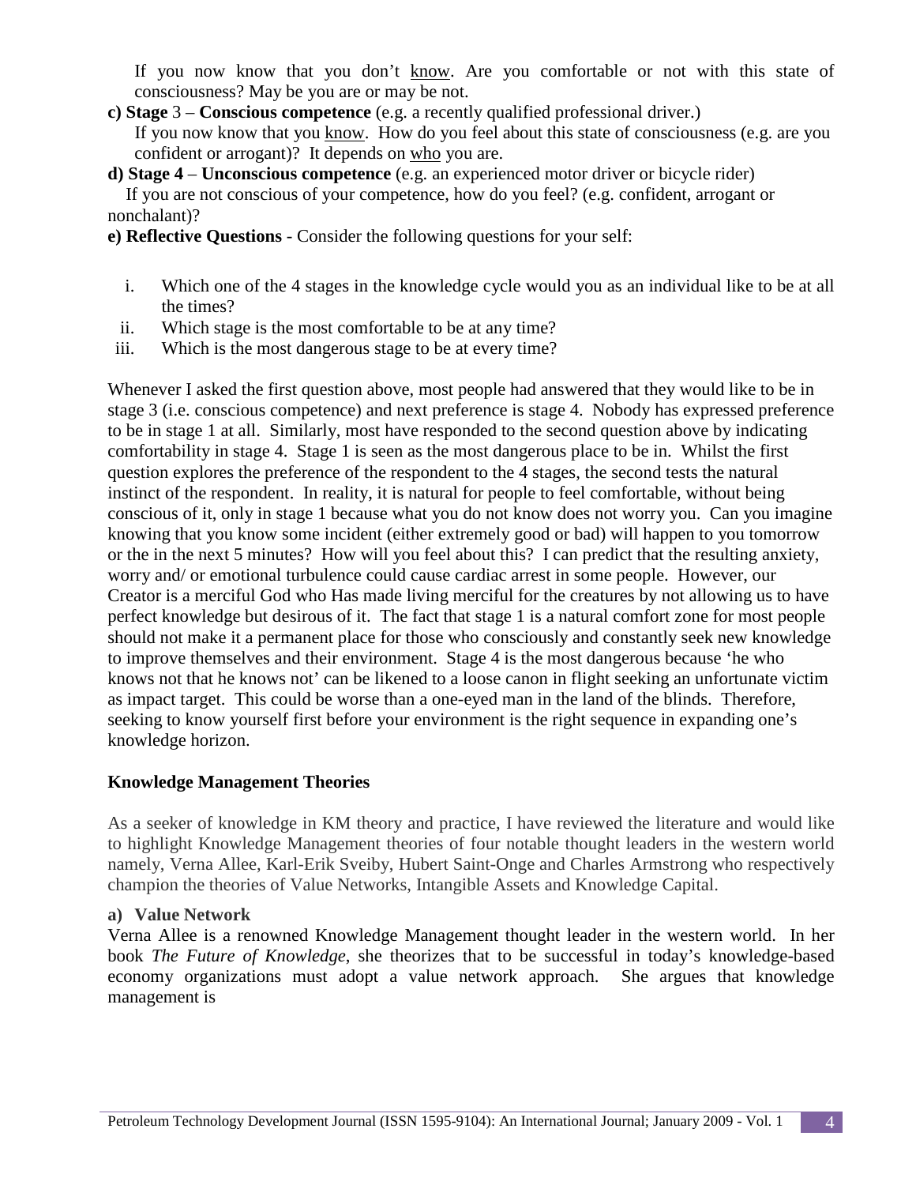If you now know that you don't know. Are you comfortable or not with this state of consciousness? May be you are or may be not.

**c) Stage** 3 – **Conscious competence** (e.g. a recently qualified professional driver.)
If you now know that you know. How do you feel about this state of consciousness (e.g. are you confident or arrogant)? It depends on who you are.

**d) Stage 4** – **Unconscious competence** (e.g. an experienced motor driver or bicycle rider)
If you are not conscious of your competence, how do you feel? (e.g. confident, arrogant or nonchalant)?

**e) Reflective Questions** - Consider the following questions for your self:

i. Which one of the 4 stages in the knowledge cycle would you as an individual like to be at all the times?
ii. Which stage is the most comfortable to be at any time?
iii. Which is the most dangerous stage to be at every time?

Whenever I asked the first question above, most people had answered that they would like to be in stage 3 (i.e. conscious competence) and next preference is stage 4. Nobody has expressed preference to be in stage 1 at all. Similarly, most have responded to the second question above by indicating comfortability in stage 4. Stage 1 is seen as the most dangerous place to be in. Whilst the first question explores the preference of the respondent to the 4 stages, the second tests the natural instinct of the respondent. In reality, it is natural for people to feel comfortable, without being conscious of it, only in stage 1 because what you do not know does not worry you. Can you imagine knowing that you know some incident (either extremely good or bad) will happen to you tomorrow or the in the next 5 minutes? How will you feel about this? I can predict that the resulting anxiety, worry and/ or emotional turbulence could cause cardiac arrest in some people. However, our Creator is a merciful God who Has made living merciful for the creatures by not allowing us to have perfect knowledge but desirous of it. The fact that stage 1 is a natural comfort zone for most people should not make it a permanent place for those who consciously and constantly seek new knowledge to improve themselves and their environment. Stage 4 is the most dangerous because 'he who knows not that he knows not' can be likened to a loose canon in flight seeking an unfortunate victim as impact target. This could be worse than a one-eyed man in the land of the blinds. Therefore, seeking to know yourself first before your environment is the right sequence in expanding one's knowledge horizon.

### Knowledge Management Theories

As a seeker of knowledge in KM theory and practice, I have reviewed the literature and would like to highlight Knowledge Management theories of four notable thought leaders in the western world namely, Verna Allee, Karl-Erik Sveiby, Hubert Saint-Onge and Charles Armstrong who respectively champion the theories of Value Networks, Intangible Assets and Knowledge Capital.

**a) Value Network**

Verna Allee is a renowned Knowledge Management thought leader in the western world. In her book *The Future of Knowledge*, she theorizes that to be successful in today's knowledge-based economy organizations must adopt a value network approach. She argues that knowledge management is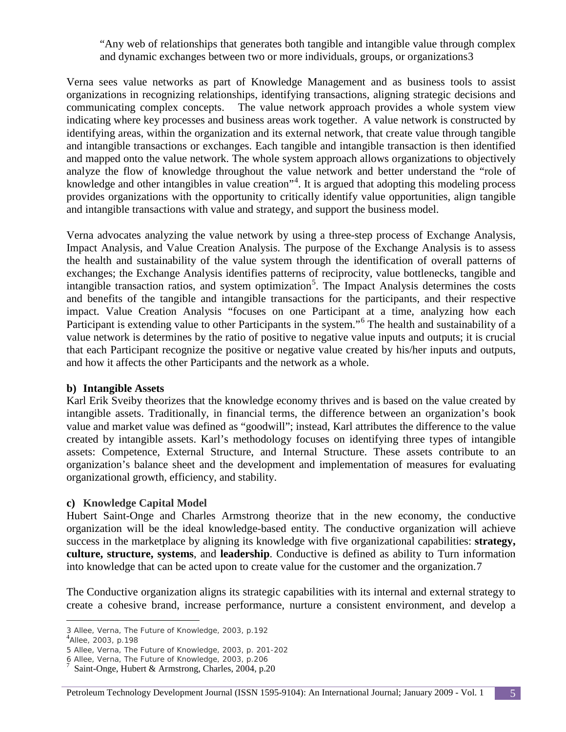> "Any web of relationships that generates both tangible and intangible value through complex and dynamic exchanges between two or more individuals, groups, or organizations3

Verna sees value networks as part of Knowledge Management and as business tools to assist organizations in recognizing relationships, identifying transactions, aligning strategic decisions and communicating complex concepts. The value network approach provides a whole system view indicating where key processes and business areas work together. A value network is constructed by identifying areas, within the organization and its external network, that create value through tangible and intangible transactions or exchanges. Each tangible and intangible transaction is then identified and mapped onto the value network. The whole system approach allows organizations to objectively analyze the flow of knowledge throughout the value network and better understand the "role of knowledge and other intangibles in value creation"[4]. It is argued that adopting this modeling process provides organizations with the opportunity to critically identify value opportunities, align tangible and intangible transactions with value and strategy, and support the business model.

Verna advocates analyzing the value network by using a three-step process of Exchange Analysis, Impact Analysis, and Value Creation Analysis. The purpose of the Exchange Analysis is to assess the health and sustainability of the value system through the identification of overall patterns of exchanges; the Exchange Analysis identifies patterns of reciprocity, value bottlenecks, tangible and intangible transaction ratios, and system optimization[5]. The Impact Analysis determines the costs and benefits of the tangible and intangible transactions for the participants, and their respective impact. Value Creation Analysis "focuses on one Participant at a time, analyzing how each Participant is extending value to other Participants in the system."[6] The health and sustainability of a value network is determines by the ratio of positive to negative value inputs and outputs; it is crucial that each Participant recognize the positive or negative value created by his/her inputs and outputs, and how it affects the other Participants and the network as a whole.

**b) Intangible Assets**

Karl Erik Sveiby theorizes that the knowledge economy thrives and is based on the value created by intangible assets. Traditionally, in financial terms, the difference between an organization's book value and market value was defined as "goodwill"; instead, Karl attributes the difference to the value created by intangible assets. Karl's methodology focuses on identifying three types of intangible assets: Competence, External Structure, and Internal Structure. These assets contribute to an organization's balance sheet and the development and implementation of measures for evaluating organizational growth, efficiency, and stability.

**c) Knowledge Capital Model**

Hubert Saint-Onge and Charles Armstrong theorize that in the new economy, the conductive organization will be the ideal knowledge-based entity. The conductive organization will achieve success in the marketplace by aligning its knowledge with five organizational capabilities: **strategy, culture, structure, systems**, and **leadership**. Conductive is defined as ability to Turn information into knowledge that can be acted upon to create value for the customer and the organization.7

The Conductive organization aligns its strategic capabilities with its internal and external strategy to create a cohesive brand, increase performance, nurture a consistent environment, and develop a

---

3 Allee, Verna, The Future of Knowledge, 2003, p.192

[4] Allee, 2003, p.198

5 Allee, Verna, The Future of Knowledge, 2003, p. 201-202

6 Allee, Verna, The Future of Knowledge, 2003, p.206

[7] Saint-Onge, Hubert & Armstrong, Charles, 2004, p.20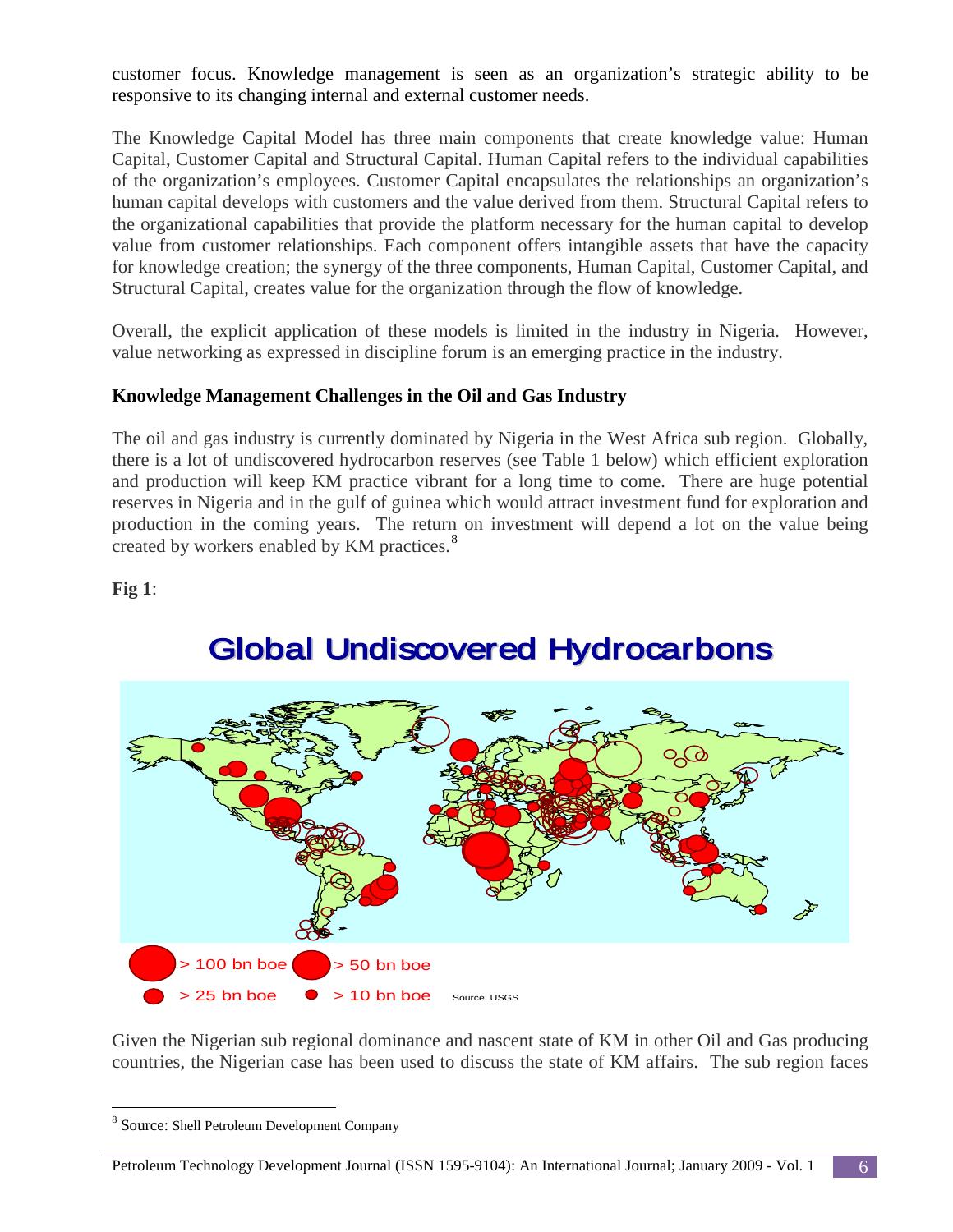customer focus. Knowledge management is seen as an organization's strategic ability to be responsive to its changing internal and external customer needs.

The Knowledge Capital Model has three main components that create knowledge value: Human Capital, Customer Capital and Structural Capital. Human Capital refers to the individual capabilities of the organization's employees. Customer Capital encapsulates the relationships an organization's human capital develops with customers and the value derived from them. Structural Capital refers to the organizational capabilities that provide the platform necessary for the human capital to develop value from customer relationships. Each component offers intangible assets that have the capacity for knowledge creation; the synergy of the three components, Human Capital, Customer Capital, and Structural Capital, creates value for the organization through the flow of knowledge.

Overall, the explicit application of these models is limited in the industry in Nigeria. However, value networking as expressed in discipline forum is an emerging practice in the industry.

**Knowledge Management Challenges in the Oil and Gas Industry**

The oil and gas industry is currently dominated by Nigeria in the West Africa sub region. Globally, there is a lot of undiscovered hydrocarbon reserves (see Table 1 below) which efficient exploration and production will keep KM practice vibrant for a long time to come. There are huge potential reserves in Nigeria and in the gulf of guinea which would attract investment fund for exploration and production in the coming years. The return on investment will depend a lot on the value being created by workers enabled by KM practices.[8]

**Fig 1**:

Global Undiscovered Hydrocarbons

> 100 bn boe > 50 bn boe > 25 bn boe > 10 bn boe Source: USGS

Given the Nigerian sub regional dominance and nascent state of KM in other Oil and Gas producing countries, the Nigerian case has been used to discuss the state of KM affairs. The sub region faces

[8] Source: Shell Petroleum Development Company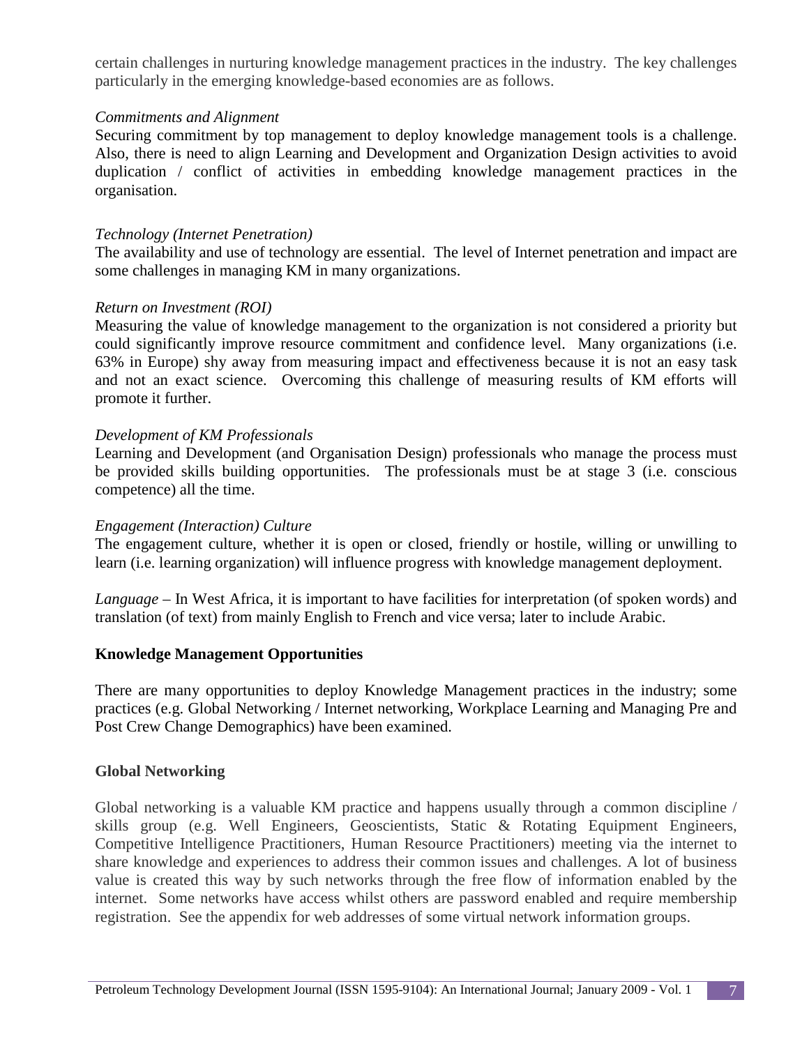certain challenges in nurturing knowledge management practices in the industry. The key challenges particularly in the emerging knowledge-based economies are as follows.

*Commitments and Alignment*

Securing commitment by top management to deploy knowledge management tools is a challenge. Also, there is need to align Learning and Development and Organization Design activities to avoid duplication / conflict of activities in embedding knowledge management practices in the organisation.

*Technology (Internet Penetration)*

The availability and use of technology are essential. The level of Internet penetration and impact are some challenges in managing KM in many organizations.

*Return on Investment (ROI)*

Measuring the value of knowledge management to the organization is not considered a priority but could significantly improve resource commitment and confidence level. Many organizations (i.e. 63% in Europe) shy away from measuring impact and effectiveness because it is not an easy task and not an exact science. Overcoming this challenge of measuring results of KM efforts will promote it further.

*Development of KM Professionals*

Learning and Development (and Organisation Design) professionals who manage the process must be provided skills building opportunities. The professionals must be at stage 3 (i.e. conscious competence) all the time.

*Engagement (Interaction) Culture*

The engagement culture, whether it is open or closed, friendly or hostile, willing or unwilling to learn (i.e. learning organization) will influence progress with knowledge management deployment.

*Language* – In West Africa, it is important to have facilities for interpretation (of spoken words) and translation (of text) from mainly English to French and vice versa; later to include Arabic.

## Knowledge Management Opportunities

There are many opportunities to deploy Knowledge Management practices in the industry; some practices (e.g. Global Networking / Internet networking, Workplace Learning and Managing Pre and Post Crew Change Demographics) have been examined.

## Global Networking

Global networking is a valuable KM practice and happens usually through a common discipline / skills group (e.g. Well Engineers, Geoscientists, Static & Rotating Equipment Engineers, Competitive Intelligence Practitioners, Human Resource Practitioners) meeting via the internet to share knowledge and experiences to address their common issues and challenges. A lot of business value is created this way by such networks through the free flow of information enabled by the internet. Some networks have access whilst others are password enabled and require membership registration. See the appendix for web addresses of some virtual network information groups.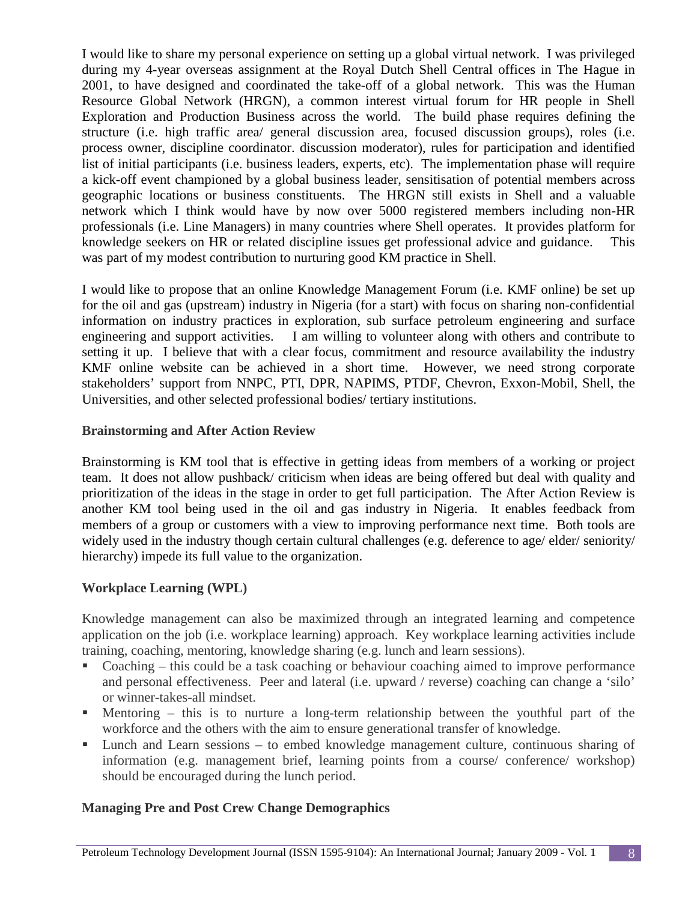I would like to share my personal experience on setting up a global virtual network. I was privileged during my 4-year overseas assignment at the Royal Dutch Shell Central offices in The Hague in 2001, to have designed and coordinated the take-off of a global network. This was the Human Resource Global Network (HRGN), a common interest virtual forum for HR people in Shell Exploration and Production Business across the world. The build phase requires defining the structure (i.e. high traffic area/ general discussion area, focused discussion groups), roles (i.e. process owner, discipline coordinator. discussion moderator), rules for participation and identified list of initial participants (i.e. business leaders, experts, etc). The implementation phase will require a kick-off event championed by a global business leader, sensitisation of potential members across geographic locations or business constituents. The HRGN still exists in Shell and a valuable network which I think would have by now over 5000 registered members including non-HR professionals (i.e. Line Managers) in many countries where Shell operates. It provides platform for knowledge seekers on HR or related discipline issues get professional advice and guidance. This was part of my modest contribution to nurturing good KM practice in Shell.

I would like to propose that an online Knowledge Management Forum (i.e. KMF online) be set up for the oil and gas (upstream) industry in Nigeria (for a start) with focus on sharing non-confidential information on industry practices in exploration, sub surface petroleum engineering and surface engineering and support activities. I am willing to volunteer along with others and contribute to setting it up. I believe that with a clear focus, commitment and resource availability the industry KMF online website can be achieved in a short time. However, we need strong corporate stakeholders' support from NNPC, PTI, DPR, NAPIMS, PTDF, Chevron, Exxon-Mobil, Shell, the Universities, and other selected professional bodies/ tertiary institutions.

### Brainstorming and After Action Review

Brainstorming is KM tool that is effective in getting ideas from members of a working or project team. It does not allow pushback/ criticism when ideas are being offered but deal with quality and prioritization of the ideas in the stage in order to get full participation. The After Action Review is another KM tool being used in the oil and gas industry in Nigeria. It enables feedback from members of a group or customers with a view to improving performance next time. Both tools are widely used in the industry though certain cultural challenges (e.g. deference to age/ elder/ seniority/ hierarchy) impede its full value to the organization.

### Workplace Learning (WPL)

Knowledge management can also be maximized through an integrated learning and competence application on the job (i.e. workplace learning) approach. Key workplace learning activities include training, coaching, mentoring, knowledge sharing (e.g. lunch and learn sessions).

- Coaching – this could be a task coaching or behaviour coaching aimed to improve performance and personal effectiveness. Peer and lateral (i.e. upward / reverse) coaching can change a 'silo' or winner-takes-all mindset.
- Mentoring – this is to nurture a long-term relationship between the youthful part of the workforce and the others with the aim to ensure generational transfer of knowledge.
- Lunch and Learn sessions – to embed knowledge management culture, continuous sharing of information (e.g. management brief, learning points from a course/ conference/ workshop) should be encouraged during the lunch period.

### Managing Pre and Post Crew Change Demographics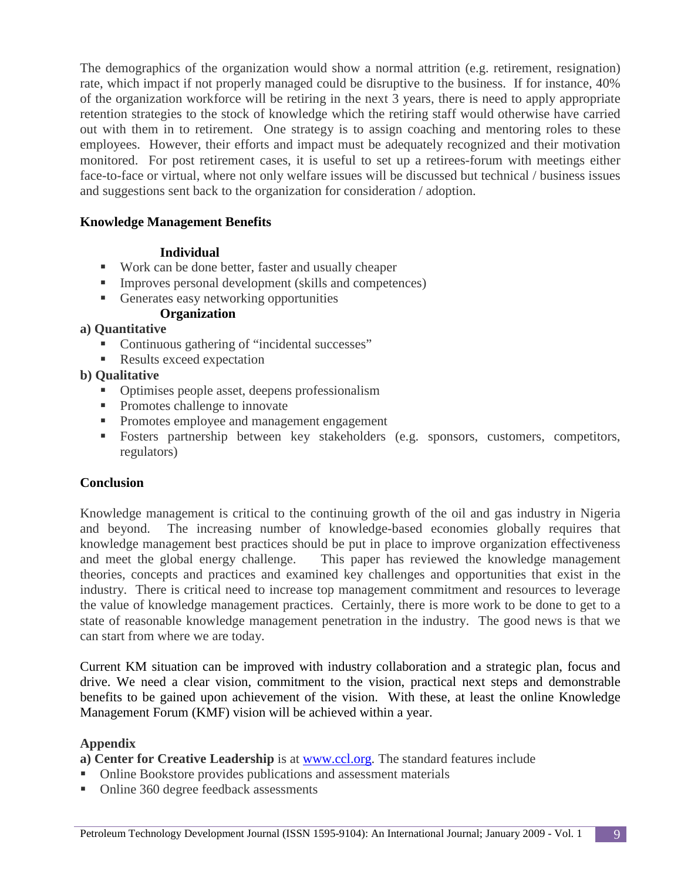The demographics of the organization would show a normal attrition (e.g. retirement, resignation) rate, which impact if not properly managed could be disruptive to the business. If for instance, 40% of the organization workforce will be retiring in the next 3 years, there is need to apply appropriate retention strategies to the stock of knowledge which the retiring staff would otherwise have carried out with them in to retirement. One strategy is to assign coaching and mentoring roles to these employees. However, their efforts and impact must be adequately recognized and their motivation monitored. For post retirement cases, it is useful to set up a retirees-forum with meetings either face-to-face or virtual, where not only welfare issues will be discussed but technical / business issues and suggestions sent back to the organization for consideration / adoption.

**Knowledge Management Benefits**

**Individual**

- Work can be done better, faster and usually cheaper
- Improves personal development (skills and competences)
- Generates easy networking opportunities

**Organization**

**a) Quantitative**

- Continuous gathering of "incidental successes"
- Results exceed expectation

**b) Qualitative**

- Optimises people asset, deepens professionalism
- Promotes challenge to innovate
- Promotes employee and management engagement
- Fosters partnership between key stakeholders (e.g. sponsors, customers, competitors, regulators)

**Conclusion**

Knowledge management is critical to the continuing growth of the oil and gas industry in Nigeria and beyond. The increasing number of knowledge-based economies globally requires that knowledge management best practices should be put in place to improve organization effectiveness and meet the global energy challenge. This paper has reviewed the knowledge management theories, concepts and practices and examined key challenges and opportunities that exist in the industry. There is critical need to increase top management commitment and resources to leverage the value of knowledge management practices. Certainly, there is more work to be done to get to a state of reasonable knowledge management penetration in the industry. The good news is that we can start from where we are today.

Current KM situation can be improved with industry collaboration and a strategic plan, focus and drive. We need a clear vision, commitment to the vision, practical next steps and demonstrable benefits to be gained upon achievement of the vision. With these, at least the online Knowledge Management Forum (KMF) vision will be achieved within a year.

**Appendix**

**a) Center for Creative Leadership** is at [www.ccl.org](http://www.ccl.org). The standard features include

- Online Bookstore provides publications and assessment materials
- Online 360 degree feedback assessments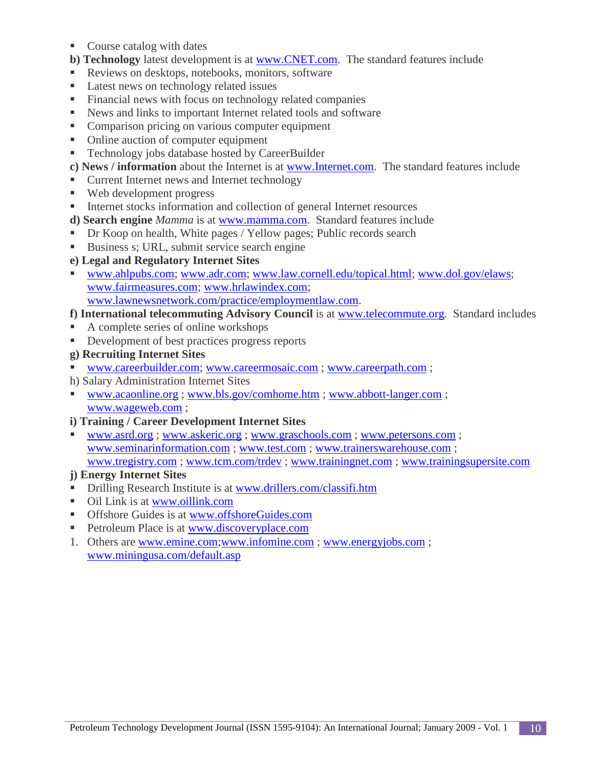- Course catalog with dates

**b) Technology** latest development is at www.CNET.com. The standard features include

- Reviews on desktops, notebooks, monitors, software
- Latest news on technology related issues
- Financial news with focus on technology related companies
- News and links to important Internet related tools and software
- Comparison pricing on various computer equipment
- Online auction of computer equipment
- Technology jobs database hosted by CareerBuilder

**c) News / information** about the Internet is at www.Internet.com. The standard features include

- Current Internet news and Internet technology
- Web development progress
- Internet stocks information and collection of general Internet resources

**d) Search engine** *Mamma* is at www.mamma.com. Standard features include

- Dr Koop on health, White pages / Yellow pages; Public records search
- Business s; URL, submit service search engine

**e) Legal and Regulatory Internet Sites**

- www.ahlpubs.com; www.adr.com; www.law.cornell.edu/topical.html; www.dol.gov/elaws; www.fairmeasures.com; www.hrlawindex.com; www.lawnewsnetwork.com/practice/employmentlaw.com.

**f) International telecommuting Advisory Council** is at www.telecommute.org. Standard includes

- A complete series of online workshops
- Development of best practices progress reports

**g) Recruiting Internet Sites**

- www.careerbuilder.com; www.careermosaic.com ; www.careerpath.com ;

h) Salary Administration Internet Sites

- www.acaonline.org ; www.bls.gov/comhome.htm ; www.abbott-langer.com ; www.wageweb.com ;

**i) Training / Career Development Internet Sites**

- www.asrd.org ; www.askeric.org ; www.graschools.com ; www.petersons.com ; www.seminarinformation.com ; www.test.com ; www.trainerswarehouse.com ; www.tregistry.com ; www.tcm.com/trdev ; www.trainingnet.com ; www.trainingsupersite.com

**j) Energy Internet Sites**

- Drilling Research Institute is at www.drillers.com/classifi.htm
- Oil Link is at www.oillink.com
- Offshore Guides is at www.offshoreGuides.com
- Petroleum Place is at www.discoveryplace.com

1. Others are www.emine.com;www.infomine.com ; www.energyjobs.com ; www.miningusa.com/default.asp